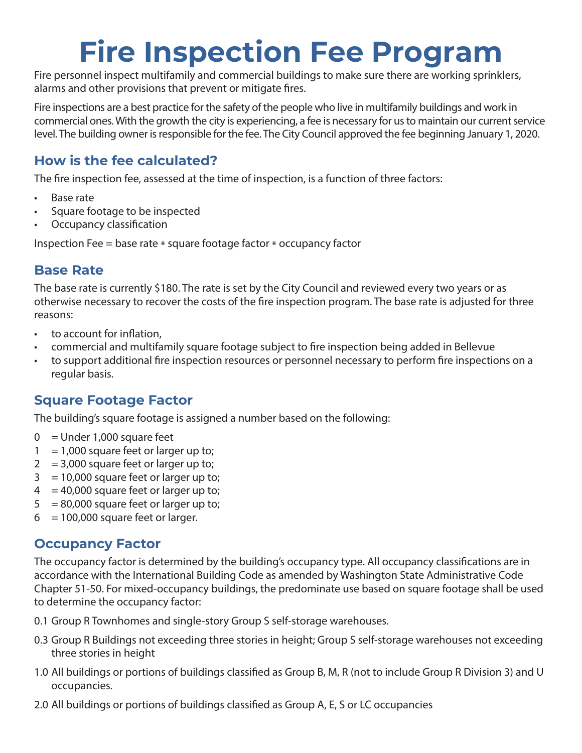# Fire Inspection Fee Program

Fire personnel inspect multifamily and commercial buildings to make sure there are working sprinklers, alarms and other provisions that prevent or mitigate fires.

Fire inspections are a best practice for the safety of the people who live in multifamily buildings and work in commercial ones. With the growth the city is experiencing, a fee is necessary for us to maintain our current service level. The building owner is responsible for the fee. The City Council approved the fee beginning January 1, 2020.

## How is the fee calculated?

The fire inspection fee, assessed at the time of inspection, is a function of three factors:

- Base rate
- Square footage to be inspected
- Occupancy classification

Inspection Fee = base rate * square footage factor * occupancy factor

## Base Rate

The base rate is currently $180. The rate is set by the City Council and reviewed every two years or as otherwise necessary to recover the costs of the fire inspection program. The base rate is adjusted for three reasons:

- to account for inflation,
- commercial and multifamily square footage subject to fire inspection being added in Bellevue
- to support additional fire inspection resources or personnel necessary to perform fire inspections on a regular basis.

## Square Footage Factor

The building's square footage is assigned a number based on the following:

0 = Under 1,000 square feet
1 = 1,000 square feet or larger up to;
2 = 3,000 square feet or larger up to;
3 = 10,000 square feet or larger up to;
4 = 40,000 square feet or larger up to;
5 = 80,000 square feet or larger up to;
6 = 100,000 square feet or larger.

## Occupancy Factor

The occupancy factor is determined by the building's occupancy type. All occupancy classifications are in accordance with the International Building Code as amended by Washington State Administrative Code Chapter 51-50. For mixed-occupancy buildings, the predominate use based on square footage shall be used to determine the occupancy factor:

0.1 Group R Townhomes and single-story Group S self-storage warehouses.

0.3 Group R Buildings not exceeding three stories in height; Group S self-storage warehouses not exceeding three stories in height

1.0 All buildings or portions of buildings classified as Group B, M, R (not to include Group R Division 3) and U occupancies.

2.0 All buildings or portions of buildings classified as Group A, E, S or LC occupancies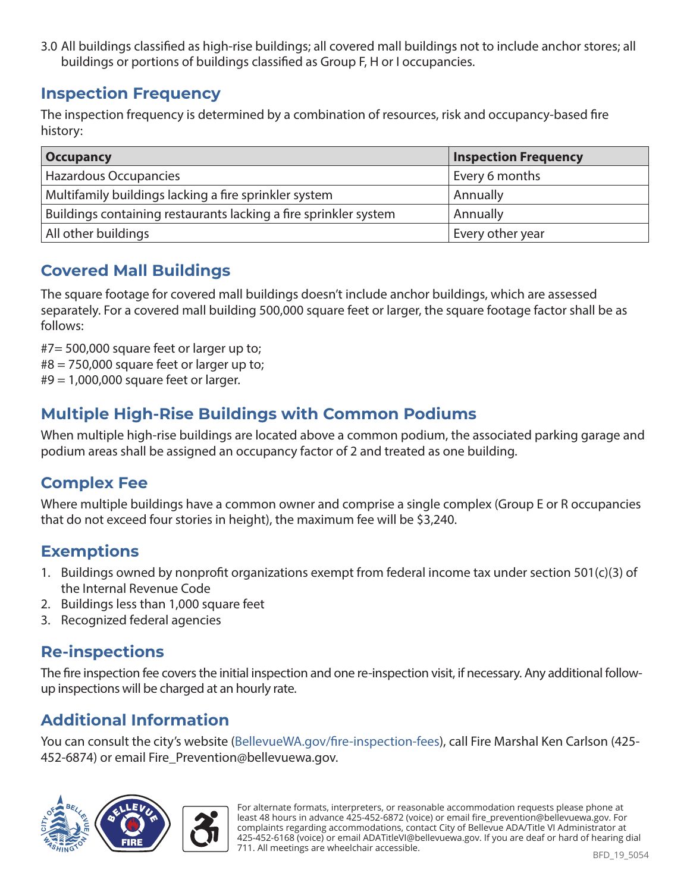3.0 All buildings classified as high-rise buildings; all covered mall buildings not to include anchor stores; all buildings or portions of buildings classified as Group F, H or I occupancies.

## Inspection Frequency

The inspection frequency is determined by a combination of resources, risk and occupancy-based fire history:

| Occupancy | Inspection Frequency |
|---|---|
| Hazardous Occupancies | Every 6 months |
| Multifamily buildings lacking a fire sprinkler system | Annually |
| Buildings containing restaurants lacking a fire sprinkler system | Annually |
| All other buildings | Every other year |

## Covered Mall Buildings

The square footage for covered mall buildings doesn't include anchor buildings, which are assessed separately. For a covered mall building 500,000 square feet or larger, the square footage factor shall be as follows:

#7= 500,000 square feet or larger up to;
#8 = 750,000 square feet or larger up to;
#9 = 1,000,000 square feet or larger.

## Multiple High-Rise Buildings with Common Podiums

When multiple high-rise buildings are located above a common podium, the associated parking garage and podium areas shall be assigned an occupancy factor of 2 and treated as one building.

## Complex Fee

Where multiple buildings have a common owner and comprise a single complex (Group E or R occupancies that do not exceed four stories in height), the maximum fee will be $3,240.

## Exemptions

1. Buildings owned by nonprofit organizations exempt from federal income tax under section 501(c)(3) of the Internal Revenue Code
2. Buildings less than 1,000 square feet
3. Recognized federal agencies

## Re-inspections

The fire inspection fee covers the initial inspection and one re-inspection visit, if necessary. Any additional follow-up inspections will be charged at an hourly rate.

## Additional Information

You can consult the city's website (BellevueWA.gov/fire-inspection-fees), call Fire Marshal Ken Carlson (425-452-6874) or email Fire_Prevention@bellevuewa.gov.

For alternate formats, interpreters, or reasonable accommodation requests please phone at least 48 hours in advance 425-452-6872 (voice) or email fire_prevention@bellevuewa.gov. For complaints regarding accommodations, contact City of Bellevue ADA/Title VI Administrator at 425-452-6168 (voice) or email ADATitleVI@bellevuewa.gov. If you are deaf or hard of hearing dial 711. All meetings are wheelchair accessible.

BFD_19_5054